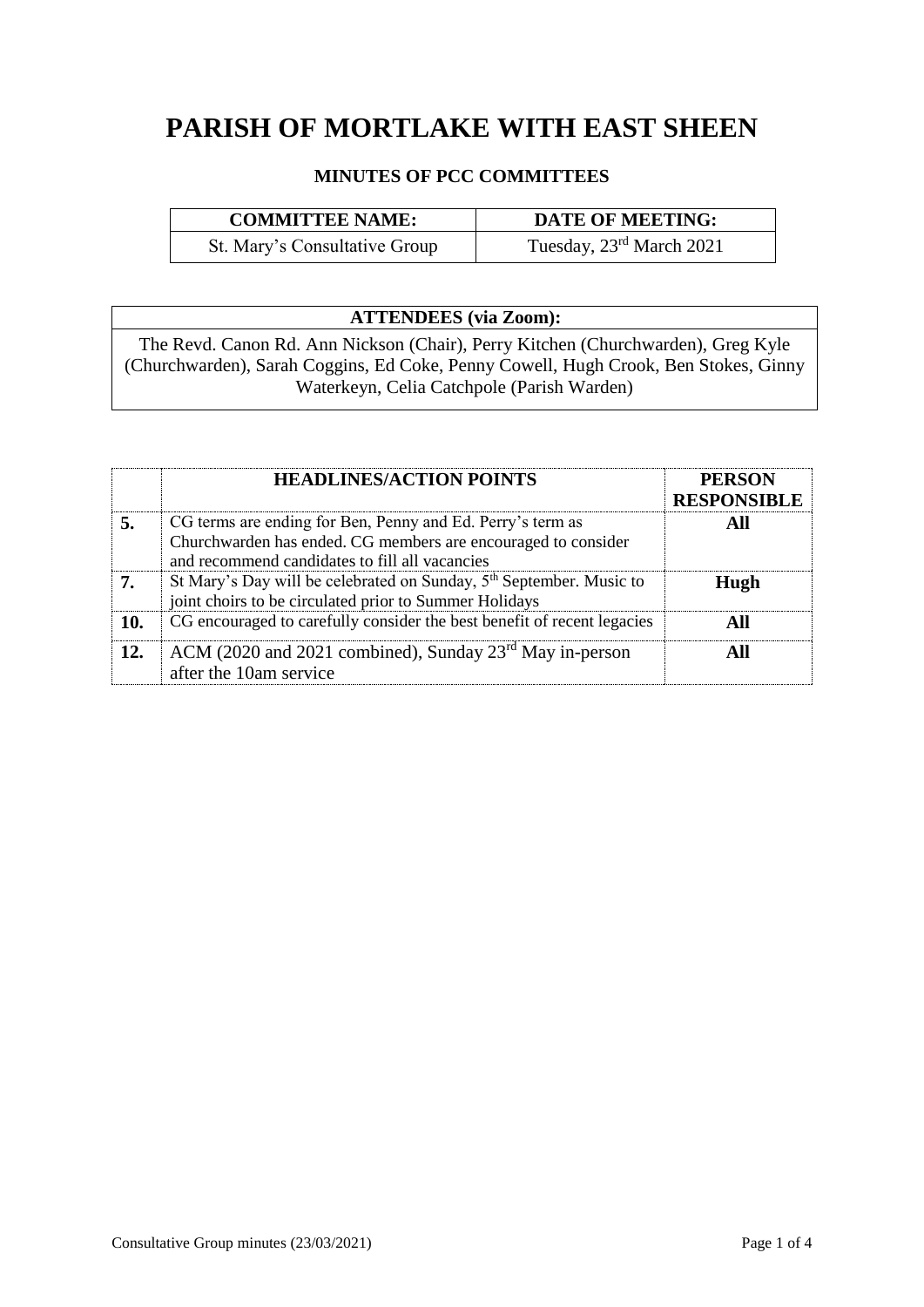# PARISH OF MORTLAKE WITH EAST SHEEN

## MINUTES OF PCC COMMITTEES

| COMMITTEE NAME: | DATE OF MEETING: |
|---|---|
| St. Mary's Consultative Group | Tuesday, 23rd March 2021 |

| ATTENDEES (via Zoom): |
|---|
| The Revd. Canon Rd. Ann Nickson (Chair), Perry Kitchen (Churchwarden), Greg Kyle (Churchwarden), Sarah Coggins, Ed Coke, Penny Cowell, Hugh Crook, Ben Stokes, Ginny Waterkeyn, Celia Catchpole (Parish Warden) |

| | HEADLINES/ACTION POINTS | PERSON RESPONSIBLE |
|---|---|---|
| **5.** | CG terms are ending for Ben, Penny and Ed. Perry's term as Churchwarden has ended. CG members are encouraged to consider and recommend candidates to fill all vacancies | **All** |
| **7.** | St Mary's Day will be celebrated on Sunday, 5th September. Music to joint choirs to be circulated prior to Summer Holidays | **Hugh** |
| **10.** | CG encouraged to carefully consider the best benefit of recent legacies | **All** |
| **12.** | ACM (2020 and 2021 combined), Sunday 23rd May in-person after the 10am service | **All** |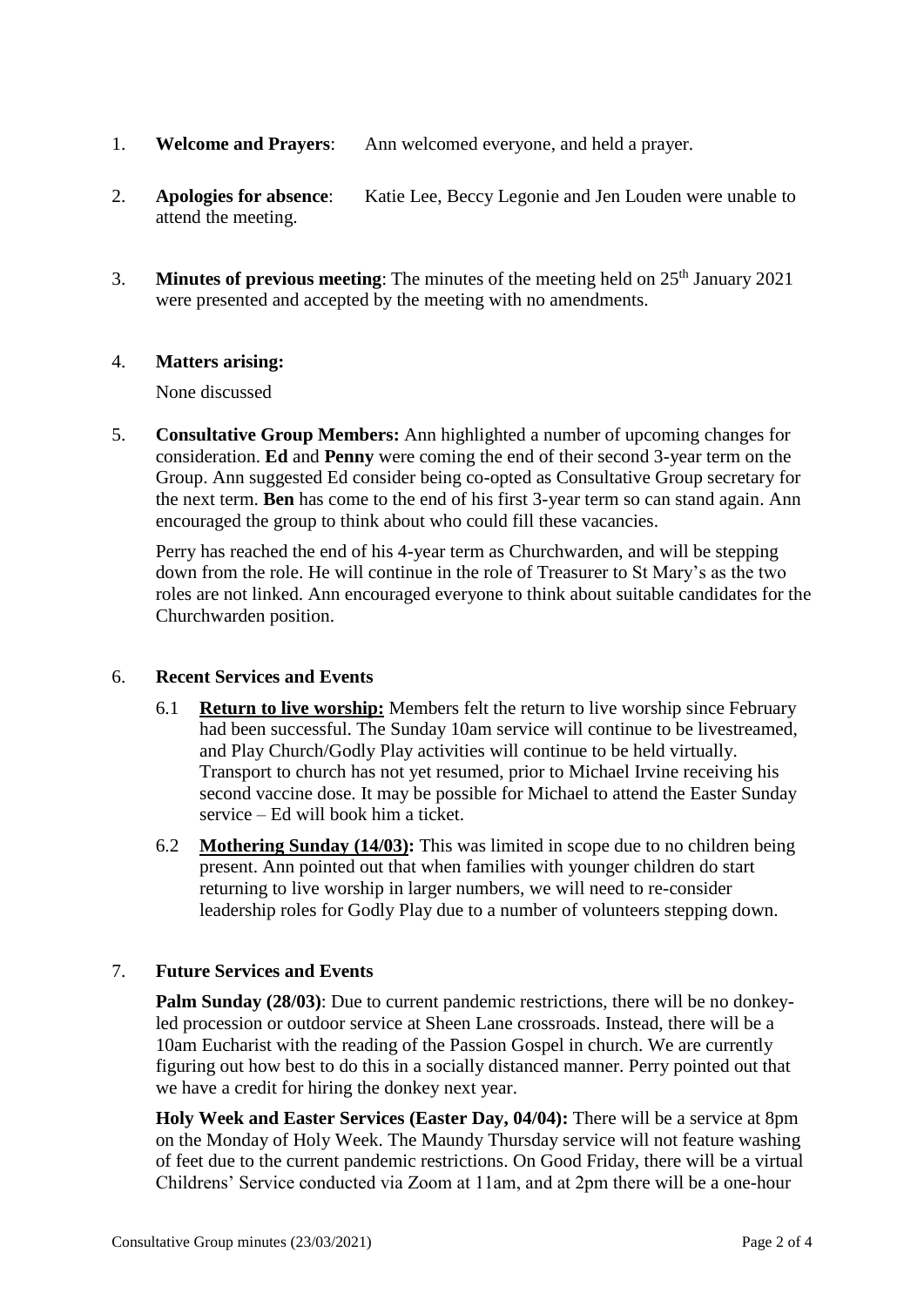1. **Welcome and Prayers**: Ann welcomed everyone, and held a prayer.

2. **Apologies for absence**: Katie Lee, Beccy Legonie and Jen Louden were unable to attend the meeting.

3. **Minutes of previous meeting**: The minutes of the meeting held on 25th January 2021 were presented and accepted by the meeting with no amendments.

4. **Matters arising:**

   None discussed

5. **Consultative Group Members:** Ann highlighted a number of upcoming changes for consideration. **Ed** and **Penny** were coming the end of their second 3-year term on the Group. Ann suggested Ed consider being co-opted as Consultative Group secretary for the next term. **Ben** has come to the end of his first 3-year term so can stand again. Ann encouraged the group to think about who could fill these vacancies.

   Perry has reached the end of his 4-year term as Churchwarden, and will be stepping down from the role. He will continue in the role of Treasurer to St Mary's as the two roles are not linked. Ann encouraged everyone to think about suitable candidates for the Churchwarden position.

6. **Recent Services and Events**

   6.1 **Return to live worship:** Members felt the return to live worship since February had been successful. The Sunday 10am service will continue to be livestreamed, and Play Church/Godly Play activities will continue to be held virtually. Transport to church has not yet resumed, prior to Michael Irvine receiving his second vaccine dose. It may be possible for Michael to attend the Easter Sunday service – Ed will book him a ticket.

   6.2 **Mothering Sunday (14/03):** This was limited in scope due to no children being present. Ann pointed out that when families with younger children do start returning to live worship in larger numbers, we will need to re-consider leadership roles for Godly Play due to a number of volunteers stepping down.

7. **Future Services and Events**

   **Palm Sunday (28/03)**: Due to current pandemic restrictions, there will be no donkey-led procession or outdoor service at Sheen Lane crossroads. Instead, there will be a 10am Eucharist with the reading of the Passion Gospel in church. We are currently figuring out how best to do this in a socially distanced manner. Perry pointed out that we have a credit for hiring the donkey next year.

   **Holy Week and Easter Services (Easter Day, 04/04):** There will be a service at 8pm on the Monday of Holy Week. The Maundy Thursday service will not feature washing of feet due to the current pandemic restrictions. On Good Friday, there will be a virtual Childrens' Service conducted via Zoom at 11am, and at 2pm there will be a one-hour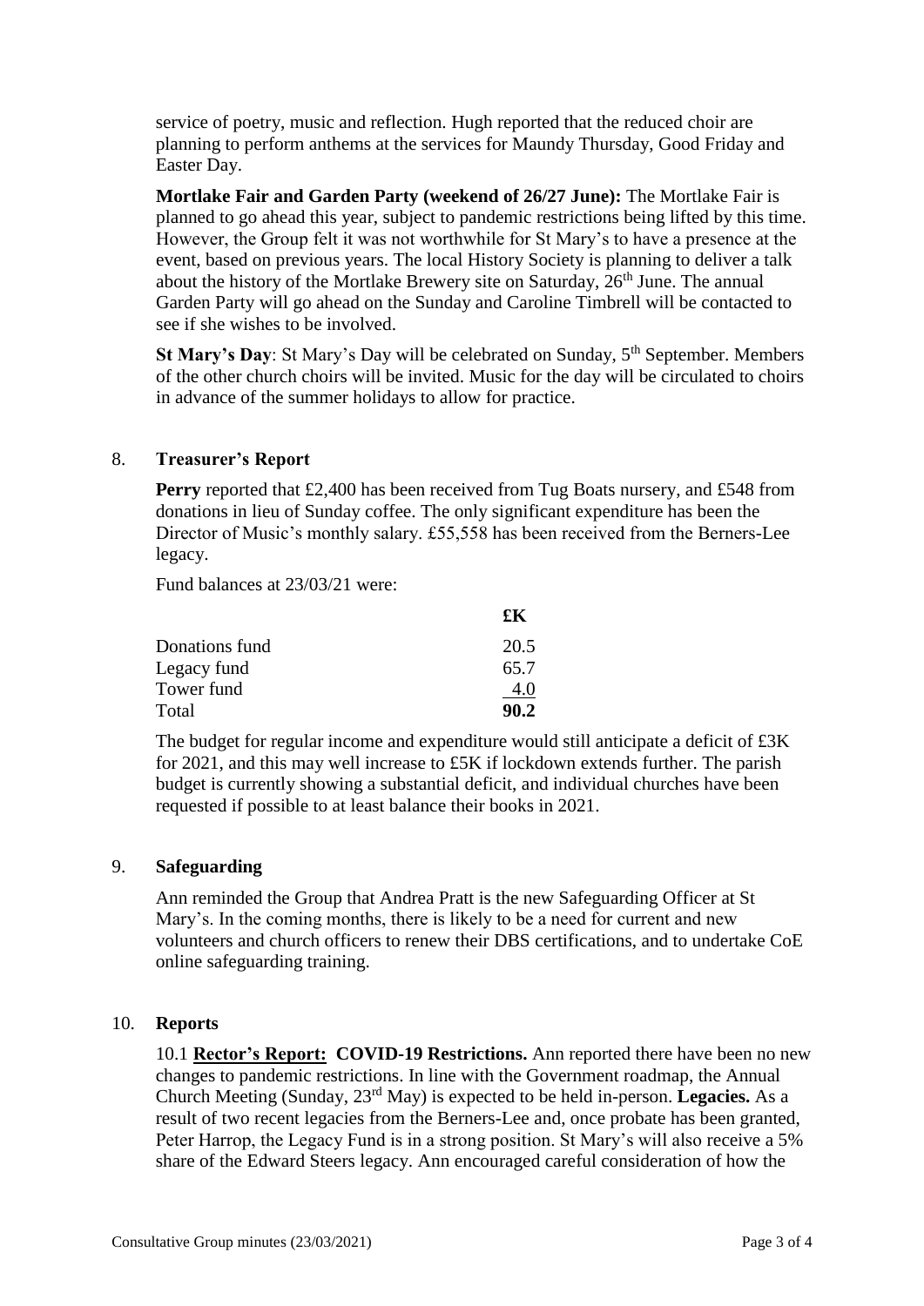service of poetry, music and reflection. Hugh reported that the reduced choir are planning to perform anthems at the services for Maundy Thursday, Good Friday and Easter Day.

**Mortlake Fair and Garden Party (weekend of 26/27 June):** The Mortlake Fair is planned to go ahead this year, subject to pandemic restrictions being lifted by this time. However, the Group felt it was not worthwhile for St Mary's to have a presence at the event, based on previous years. The local History Society is planning to deliver a talk about the history of the Mortlake Brewery site on Saturday, 26th June. The annual Garden Party will go ahead on the Sunday and Caroline Timbrell will be contacted to see if she wishes to be involved.

**St Mary's Day**: St Mary's Day will be celebrated on Sunday, 5th September. Members of the other church choirs will be invited. Music for the day will be circulated to choirs in advance of the summer holidays to allow for practice.

## 8. Treasurer's Report

**Perry** reported that £2,400 has been received from Tug Boats nursery, and £548 from donations in lieu of Sunday coffee. The only significant expenditure has been the Director of Music's monthly salary. £55,558 has been received from the Berners-Lee legacy.

Fund balances at 23/03/21 were:

| | **£K** |
|---|---|
| Donations fund | 20.5 |
| Legacy fund | 65.7 |
| Tower fund | 4.0 |
| Total | **90.2** |

The budget for regular income and expenditure would still anticipate a deficit of £3K for 2021, and this may well increase to £5K if lockdown extends further. The parish budget is currently showing a substantial deficit, and individual churches have been requested if possible to at least balance their books in 2021.

## 9. Safeguarding

Ann reminded the Group that Andrea Pratt is the new Safeguarding Officer at St Mary's. In the coming months, there is likely to be a need for current and new volunteers and church officers to renew their DBS certifications, and to undertake CoE online safeguarding training.

## 10. Reports

10.1 **Rector's Report: COVID-19 Restrictions.** Ann reported there have been no new changes to pandemic restrictions. In line with the Government roadmap, the Annual Church Meeting (Sunday, 23rd May) is expected to be held in-person. **Legacies.** As a result of two recent legacies from the Berners-Lee and, once probate has been granted, Peter Harrop, the Legacy Fund is in a strong position. St Mary's will also receive a 5% share of the Edward Steers legacy. Ann encouraged careful consideration of how the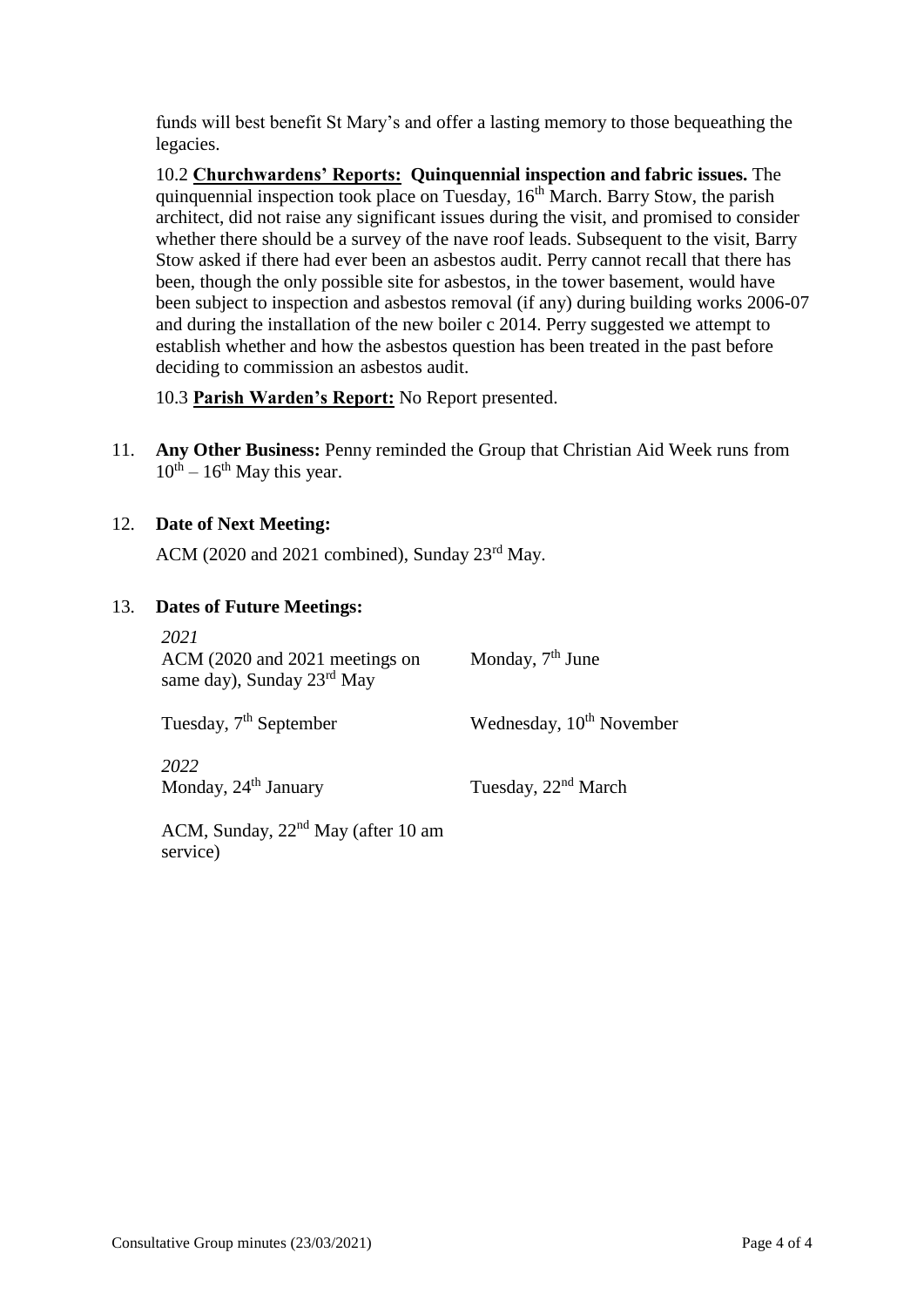funds will best benefit St Mary's and offer a lasting memory to those bequeathing the legacies.

10.2 **Churchwardens' Reports: Quinquennial inspection and fabric issues.** The quinquennial inspection took place on Tuesday, 16th March. Barry Stow, the parish architect, did not raise any significant issues during the visit, and promised to consider whether there should be a survey of the nave roof leads. Subsequent to the visit, Barry Stow asked if there had ever been an asbestos audit. Perry cannot recall that there has been, though the only possible site for asbestos, in the tower basement, would have been subject to inspection and asbestos removal (if any) during building works 2006-07 and during the installation of the new boiler c 2014. Perry suggested we attempt to establish whether and how the asbestos question has been treated in the past before deciding to commission an asbestos audit.

10.3 **Parish Warden's Report:** No Report presented.

11. **Any Other Business:** Penny reminded the Group that Christian Aid Week runs from 10th – 16th May this year.

12. **Date of Next Meeting:**

    ACM (2020 and 2021 combined), Sunday 23rd May.

13. **Dates of Future Meetings:**

| | |
|---|---|
| *2021* | |
| ACM (2020 and 2021 meetings on same day), Sunday 23rd May | Monday, 7th June |
| Tuesday, 7th September | Wednesday, 10th November |
| *2022* | |
| Monday, 24th January | Tuesday, 22nd March |
| ACM, Sunday, 22nd May (after 10 am service) | |